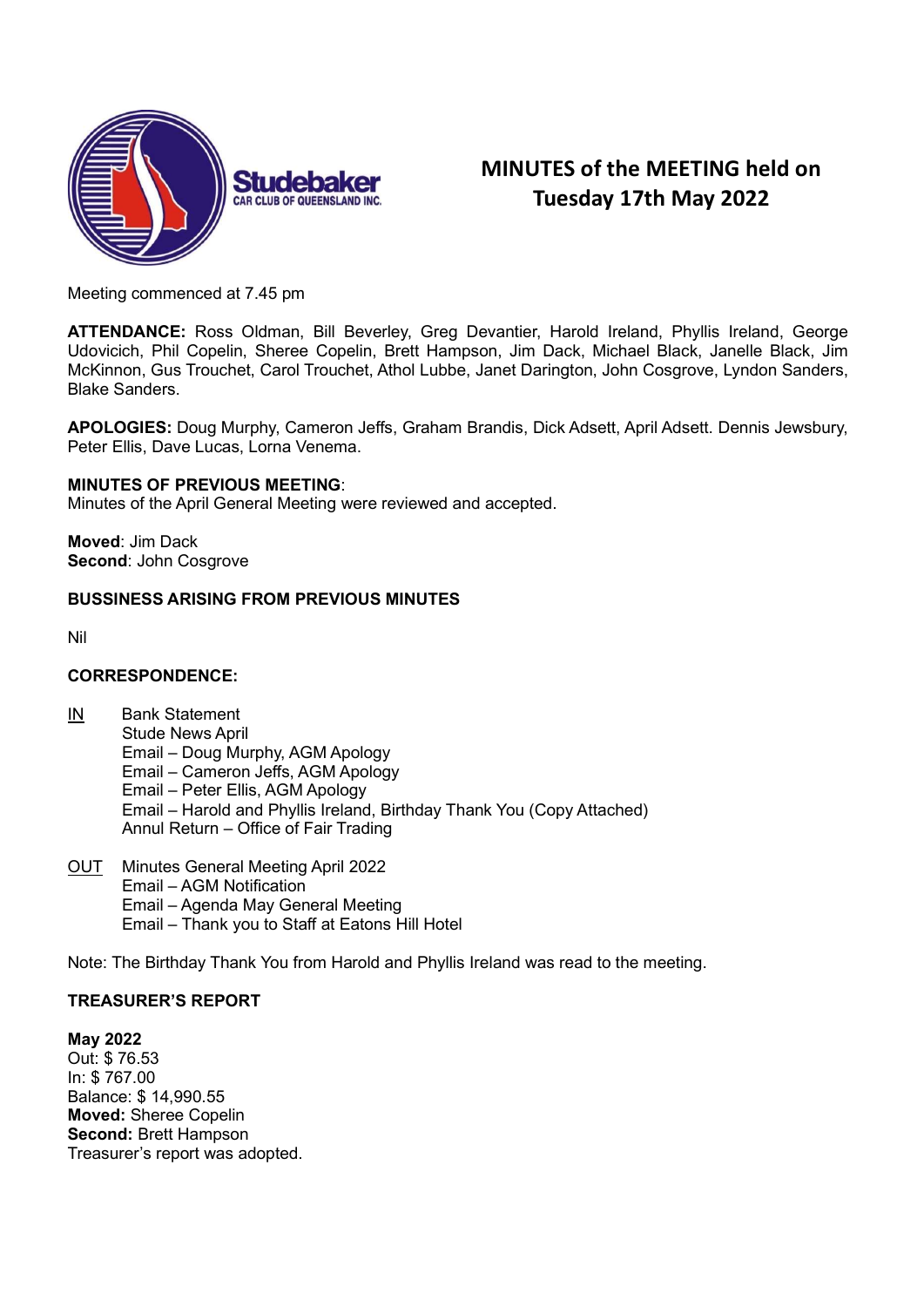Studebaker CAR CLUB OF QUEENSLAND INC.

# MINUTES of the MEETING held on Tuesday 17th May 2022

Meeting commenced at 7.45 pm

**ATTENDANCE:** Ross Oldman, Bill Beverley, Greg Devantier, Harold Ireland, Phyllis Ireland, George Udovicich, Phil Copelin, Sheree Copelin, Brett Hampson, Jim Dack, Michael Black, Janelle Black, Jim McKinnon, Gus Trouchet, Carol Trouchet, Athol Lubbe, Janet Darington, John Cosgrove, Lyndon Sanders, Blake Sanders.

**APOLOGIES:** Doug Murphy, Cameron Jeffs, Graham Brandis, Dick Adsett, April Adsett. Dennis Jewsbury, Peter Ellis, Dave Lucas, Lorna Venema.

**MINUTES OF PREVIOUS MEETING**:
Minutes of the April General Meeting were reviewed and accepted.

**Moved**: Jim Dack
**Second**: John Cosgrove

**BUSSINESS ARISING FROM PREVIOUS MINUTES**

Nil

**CORRESPONDENCE:**

IN
- Bank Statement
- Stude News April
- Email – Doug Murphy, AGM Apology
- Email – Cameron Jeffs, AGM Apology
- Email – Peter Ellis, AGM Apology
- Email – Harold and Phyllis Ireland, Birthday Thank You (Copy Attached)
- Annul Return – Office of Fair Trading

OUT
- Minutes General Meeting April 2022
- Email – AGM Notification
- Email – Agenda May General Meeting
- Email – Thank you to Staff at Eatons Hill Hotel

Note: The Birthday Thank You from Harold and Phyllis Ireland was read to the meeting.

**TREASURER'S REPORT**

**May 2022**
Out: $ 76.53
In: $ 767.00
Balance: $ 14,990.55
**Moved:** Sheree Copelin
**Second:** Brett Hampson
Treasurer's report was adopted.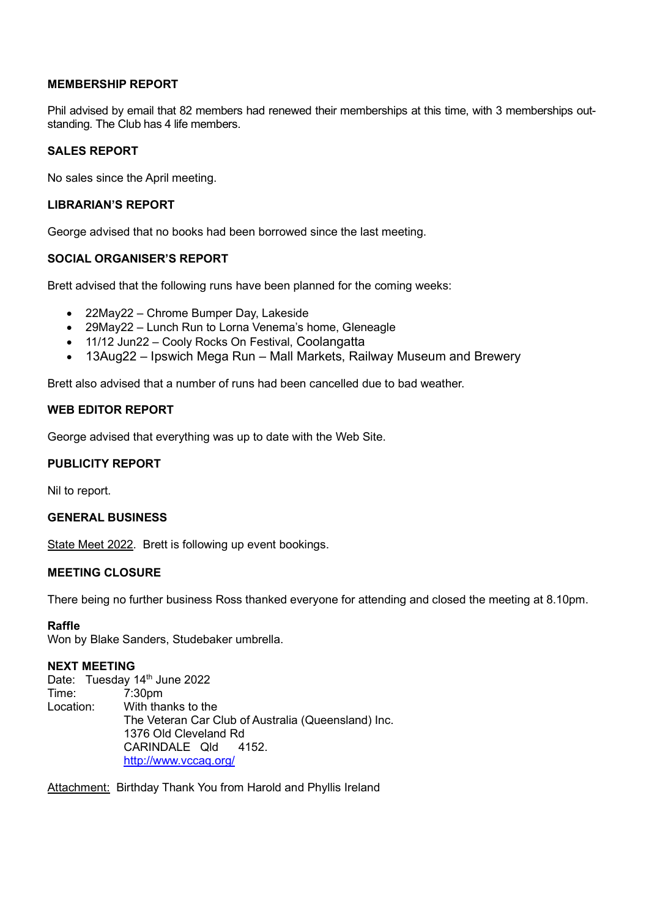**MEMBERSHIP REPORT**

Phil advised by email that 82 members had renewed their memberships at this time, with 3 memberships outstanding. The Club has 4 life members.

**SALES REPORT**

No sales since the April meeting.

**LIBRARIAN'S REPORT**

George advised that no books had been borrowed since the last meeting.

**SOCIAL ORGANISER'S REPORT**

Brett advised that the following runs have been planned for the coming weeks:

- 22May22 – Chrome Bumper Day, Lakeside
- 29May22 – Lunch Run to Lorna Venema's home, Gleneagle
- 11/12 Jun22 – Cooly Rocks On Festival, Coolangatta
- 13Aug22 – Ipswich Mega Run – Mall Markets, Railway Museum and Brewery

Brett also advised that a number of runs had been cancelled due to bad weather.

**WEB EDITOR REPORT**

George advised that everything was up to date with the Web Site.

**PUBLICITY REPORT**

Nil to report.

**GENERAL BUSINESS**

State Meet 2022. Brett is following up event bookings.

**MEETING CLOSURE**

There being no further business Ross thanked everyone for attending and closed the meeting at 8.10pm.

**Raffle**
Won by Blake Sanders, Studebaker umbrella.

**NEXT MEETING**
Date: Tuesday 14th June 2022
Time: 7:30pm
Location: With thanks to the
The Veteran Car Club of Australia (Queensland) Inc.
1376 Old Cleveland Rd
CARINDALE Qld 4152.
http://www.vccaq.org/

Attachment: Birthday Thank You from Harold and Phyllis Ireland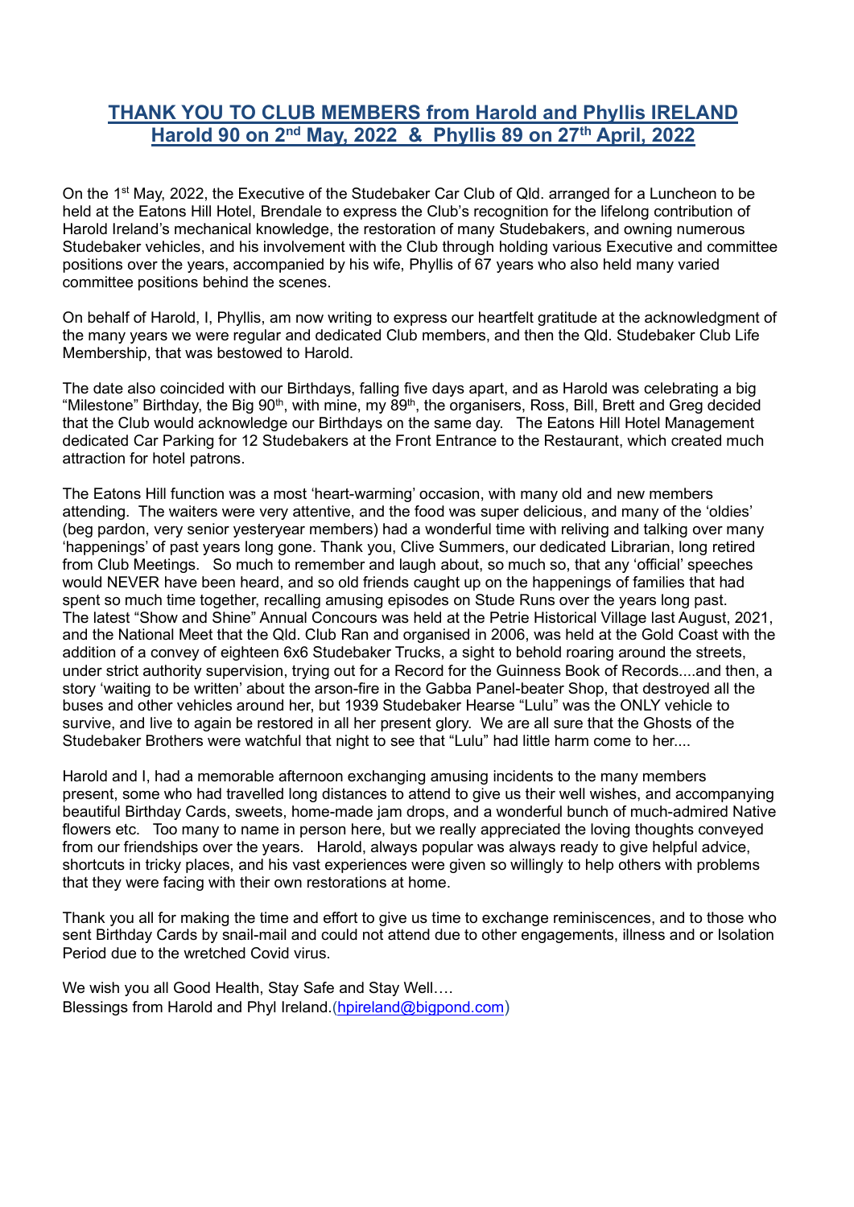## THANK YOU TO CLUB MEMBERS from Harold and Phyllis IRELAND
## Harold 90 on 2nd May, 2022 & Phyllis 89 on 27th April, 2022

On the 1st May, 2022, the Executive of the Studebaker Car Club of Qld. arranged for a Luncheon to be held at the Eatons Hill Hotel, Brendale to express the Club's recognition for the lifelong contribution of Harold Ireland's mechanical knowledge, the restoration of many Studebakers, and owning numerous Studebaker vehicles, and his involvement with the Club through holding various Executive and committee positions over the years, accompanied by his wife, Phyllis of 67 years who also held many varied committee positions behind the scenes.

On behalf of Harold, I, Phyllis, am now writing to express our heartfelt gratitude at the acknowledgment of the many years we were regular and dedicated Club members, and then the Qld. Studebaker Club Life Membership, that was bestowed to Harold.

The date also coincided with our Birthdays, falling five days apart, and as Harold was celebrating a big "Milestone" Birthday, the Big 90th, with mine, my 89th, the organisers, Ross, Bill, Brett and Greg decided that the Club would acknowledge our Birthdays on the same day. The Eatons Hill Hotel Management dedicated Car Parking for 12 Studebakers at the Front Entrance to the Restaurant, which created much attraction for hotel patrons.

The Eatons Hill function was a most 'heart-warming' occasion, with many old and new members attending. The waiters were very attentive, and the food was super delicious, and many of the 'oldies' (beg pardon, very senior yesteryear members) had a wonderful time with reliving and talking over many 'happenings' of past years long gone. Thank you, Clive Summers, our dedicated Librarian, long retired from Club Meetings. So much to remember and laugh about, so much so, that any 'official' speeches would NEVER have been heard, and so old friends caught up on the happenings of families that had spent so much time together, recalling amusing episodes on Stude Runs over the years long past.
The latest "Show and Shine" Annual Concours was held at the Petrie Historical Village last August, 2021, and the National Meet that the Qld. Club Ran and organised in 2006, was held at the Gold Coast with the addition of a convey of eighteen 6x6 Studebaker Trucks, a sight to behold roaring around the streets, under strict authority supervision, trying out for a Record for the Guinness Book of Records....and then, a story 'waiting to be written' about the arson-fire in the Gabba Panel-beater Shop, that destroyed all the buses and other vehicles around her, but 1939 Studebaker Hearse "Lulu" was the ONLY vehicle to survive, and live to again be restored in all her present glory. We are all sure that the Ghosts of the Studebaker Brothers were watchful that night to see that "Lulu" had little harm come to her....

Harold and I, had a memorable afternoon exchanging amusing incidents to the many members present, some who had travelled long distances to attend to give us their well wishes, and accompanying beautiful Birthday Cards, sweets, home-made jam drops, and a wonderful bunch of much-admired Native flowers etc. Too many to name in person here, but we really appreciated the loving thoughts conveyed from our friendships over the years. Harold, always popular was always ready to give helpful advice, shortcuts in tricky places, and his vast experiences were given so willingly to help others with problems that they were facing with their own restorations at home.

Thank you all for making the time and effort to give us time to exchange reminiscences, and to those who sent Birthday Cards by snail-mail and could not attend due to other engagements, illness and or Isolation Period due to the wretched Covid virus.

We wish you all Good Health, Stay Safe and Stay Well….
Blessings from Harold and Phyl Ireland.(hpireland@bigpond.com)